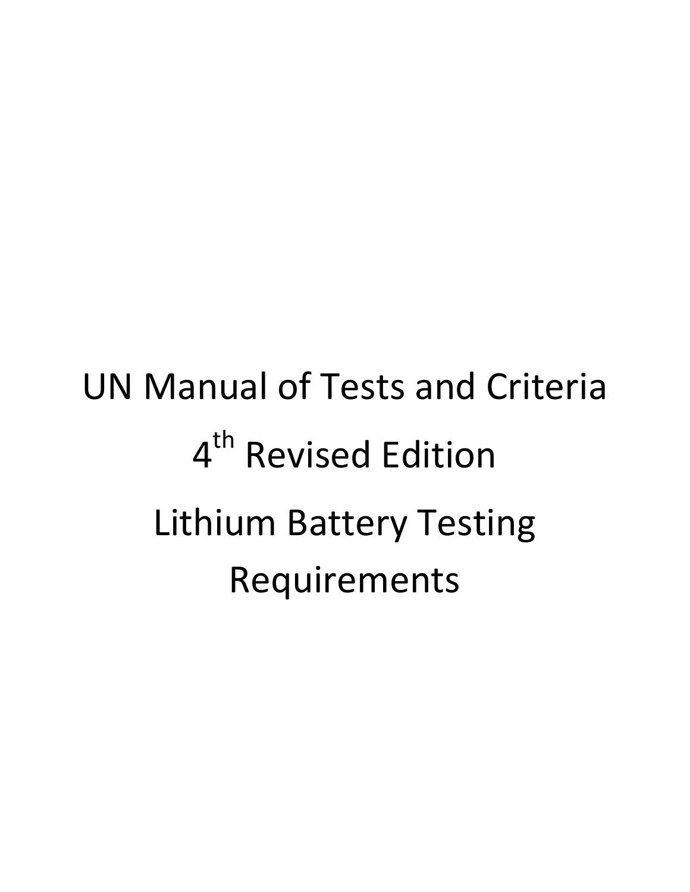# UN Manual of Tests and Criteria

# 4th Revised Edition

# Lithium Battery Testing Requirements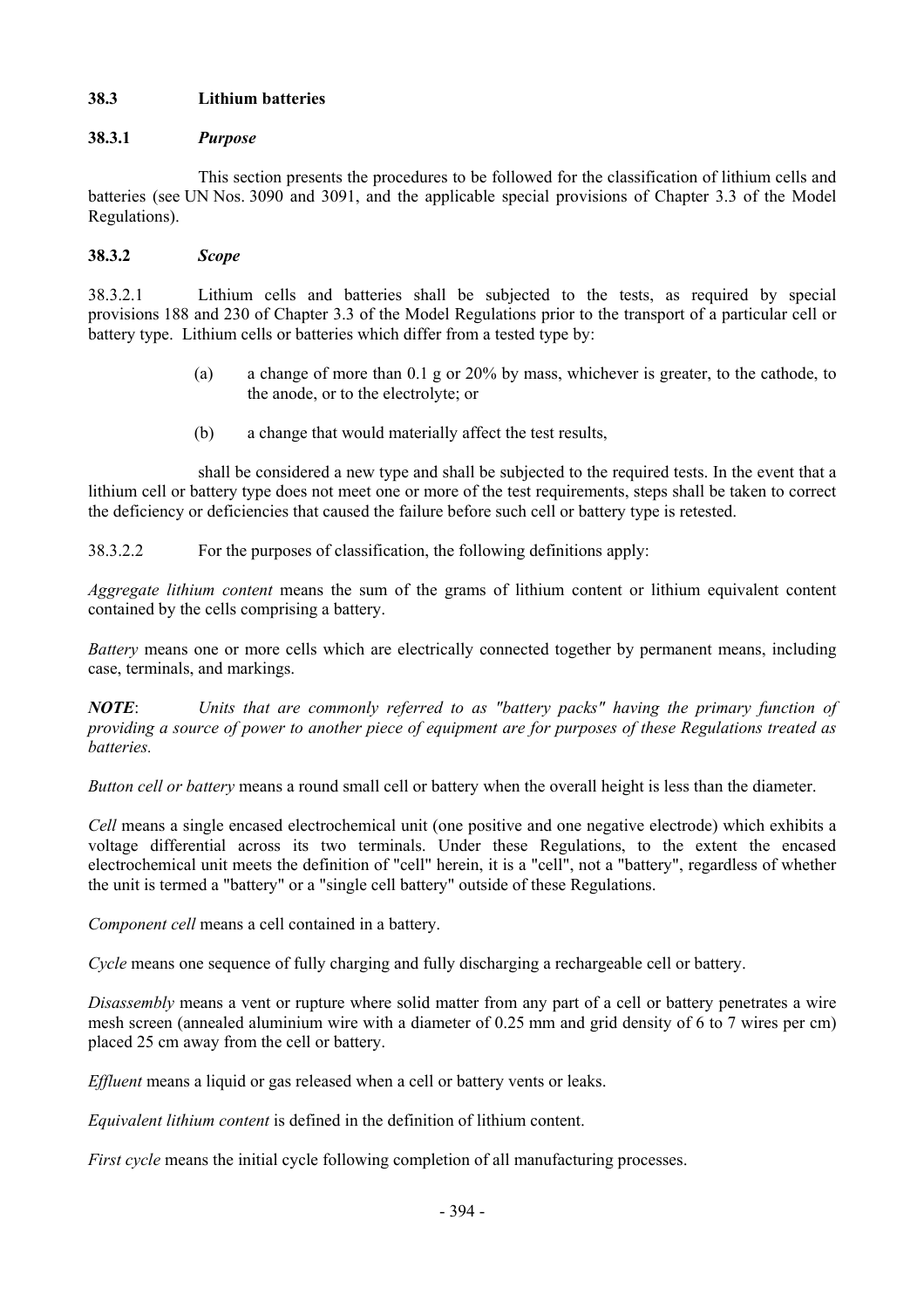### 38.3 Lithium batteries

#### 38.3.1 *Purpose*

This section presents the procedures to be followed for the classification of lithium cells and batteries (see UN Nos. 3090 and 3091, and the applicable special provisions of Chapter 3.3 of the Model Regulations).

#### 38.3.2 *Scope*

38.3.2.1 Lithium cells and batteries shall be subjected to the tests, as required by special provisions 188 and 230 of Chapter 3.3 of the Model Regulations prior to the transport of a particular cell or battery type. Lithium cells or batteries which differ from a tested type by:

(a) a change of more than 0.1 g or 20% by mass, whichever is greater, to the cathode, to the anode, or to the electrolyte; or

(b) a change that would materially affect the test results,

shall be considered a new type and shall be subjected to the required tests. In the event that a lithium cell or battery type does not meet one or more of the test requirements, steps shall be taken to correct the deficiency or deficiencies that caused the failure before such cell or battery type is retested.

38.3.2.2 For the purposes of classification, the following definitions apply:

*Aggregate lithium content* means the sum of the grams of lithium content or lithium equivalent content contained by the cells comprising a battery.

*Battery* means one or more cells which are electrically connected together by permanent means, including case, terminals, and markings.

***NOTE***: *Units that are commonly referred to as "battery packs" having the primary function of providing a source of power to another piece of equipment are for purposes of these Regulations treated as batteries.*

*Button cell or battery* means a round small cell or battery when the overall height is less than the diameter.

*Cell* means a single encased electrochemical unit (one positive and one negative electrode) which exhibits a voltage differential across its two terminals. Under these Regulations, to the extent the encased electrochemical unit meets the definition of "cell" herein, it is a "cell", not a "battery", regardless of whether the unit is termed a "battery" or a "single cell battery" outside of these Regulations.

*Component cell* means a cell contained in a battery.

*Cycle* means one sequence of fully charging and fully discharging a rechargeable cell or battery.

*Disassembly* means a vent or rupture where solid matter from any part of a cell or battery penetrates a wire mesh screen (annealed aluminium wire with a diameter of 0.25 mm and grid density of 6 to 7 wires per cm) placed 25 cm away from the cell or battery.

*Effluent* means a liquid or gas released when a cell or battery vents or leaks.

*Equivalent lithium content* is defined in the definition of lithium content.

*First cycle* means the initial cycle following completion of all manufacturing processes.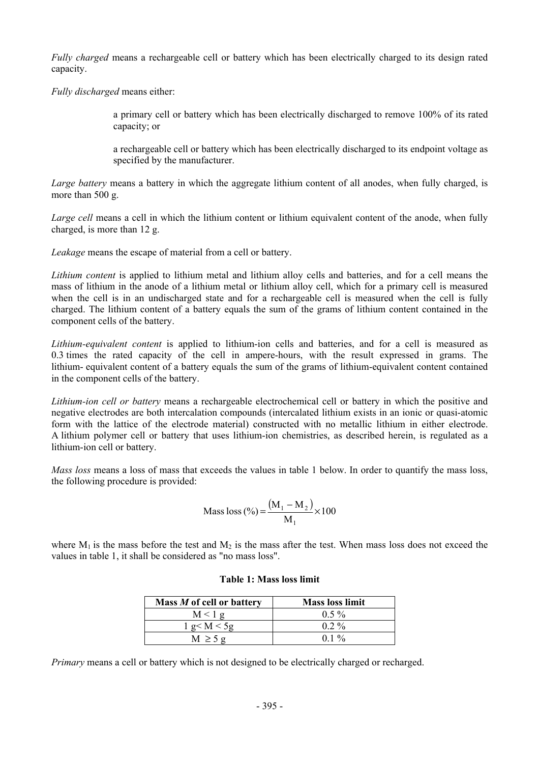*Fully charged* means a rechargeable cell or battery which has been electrically charged to its design rated capacity.

*Fully discharged* means either:

> a primary cell or battery which has been electrically discharged to remove 100% of its rated capacity; or
>
> a rechargeable cell or battery which has been electrically discharged to its endpoint voltage as specified by the manufacturer.

*Large battery* means a battery in which the aggregate lithium content of all anodes, when fully charged, is more than 500 g.

*Large cell* means a cell in which the lithium content or lithium equivalent content of the anode, when fully charged, is more than 12 g.

*Leakage* means the escape of material from a cell or battery.

*Lithium content* is applied to lithium metal and lithium alloy cells and batteries, and for a cell means the mass of lithium in the anode of a lithium metal or lithium alloy cell, which for a primary cell is measured when the cell is in an undischarged state and for a rechargeable cell is measured when the cell is fully charged. The lithium content of a battery equals the sum of the grams of lithium content contained in the component cells of the battery.

*Lithium-equivalent content* is applied to lithium-ion cells and batteries, and for a cell is measured as 0.3 times the rated capacity of the cell in ampere-hours, with the result expressed in grams. The lithium- equivalent content of a battery equals the sum of the grams of lithium-equivalent content contained in the component cells of the battery.

*Lithium-ion cell or battery* means a rechargeable electrochemical cell or battery in which the positive and negative electrodes are both intercalation compounds (intercalated lithium exists in an ionic or quasi-atomic form with the lattice of the electrode material) constructed with no metallic lithium in either electrode. A lithium polymer cell or battery that uses lithium-ion chemistries, as described herein, is regulated as a lithium-ion cell or battery.

*Mass loss* means a loss of mass that exceeds the values in table 1 below. In order to quantify the mass loss, the following procedure is provided:

$$\text{Mass loss (\%)} = \frac{(M_1 - M_2)}{M_1} \times 100$$

where $M_1$ is the mass before the test and $M_2$ is the mass after the test. When mass loss does not exceed the values in table 1, it shall be considered as "no mass loss".

**Table 1: Mass loss limit**

| Mass *M* of cell or battery | Mass loss limit |
|---|---|
| $M < 1$ g | 0.5 % |
| 1 g$< M <$ 5g | 0.2 % |
| $M \geq 5$ g | 0.1 % |

*Primary* means a cell or battery which is not designed to be electrically charged or recharged.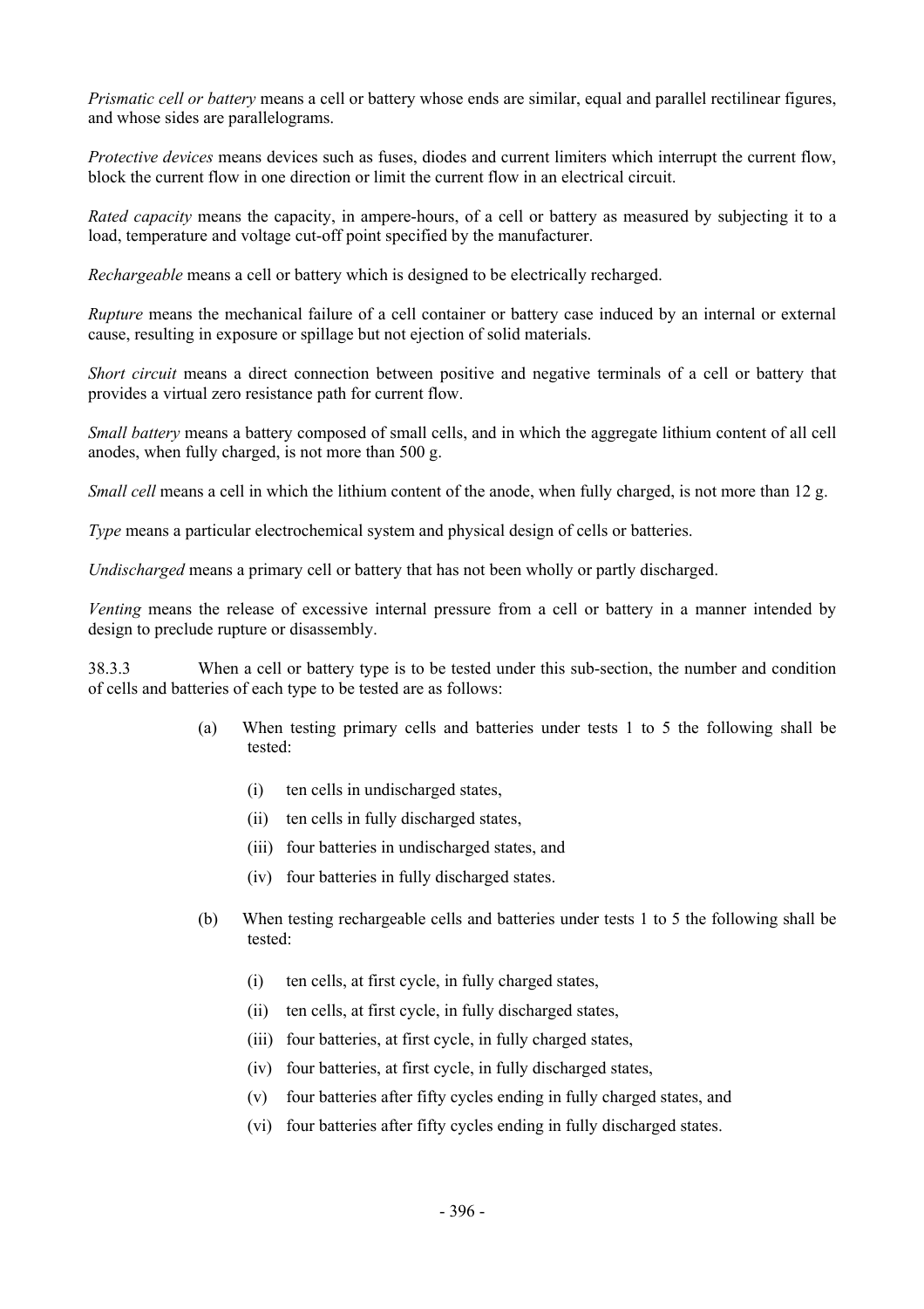*Prismatic cell or battery* means a cell or battery whose ends are similar, equal and parallel rectilinear figures, and whose sides are parallelograms.

*Protective devices* means devices such as fuses, diodes and current limiters which interrupt the current flow, block the current flow in one direction or limit the current flow in an electrical circuit.

*Rated capacity* means the capacity, in ampere-hours, of a cell or battery as measured by subjecting it to a load, temperature and voltage cut-off point specified by the manufacturer.

*Rechargeable* means a cell or battery which is designed to be electrically recharged.

*Rupture* means the mechanical failure of a cell container or battery case induced by an internal or external cause, resulting in exposure or spillage but not ejection of solid materials.

*Short circuit* means a direct connection between positive and negative terminals of a cell or battery that provides a virtual zero resistance path for current flow.

*Small battery* means a battery composed of small cells, and in which the aggregate lithium content of all cell anodes, when fully charged, is not more than 500 g.

*Small cell* means a cell in which the lithium content of the anode, when fully charged, is not more than 12 g.

*Type* means a particular electrochemical system and physical design of cells or batteries.

*Undischarged* means a primary cell or battery that has not been wholly or partly discharged.

*Venting* means the release of excessive internal pressure from a cell or battery in a manner intended by design to preclude rupture or disassembly.

38.3.3 When a cell or battery type is to be tested under this sub-section, the number and condition of cells and batteries of each type to be tested are as follows:

(a) When testing primary cells and batteries under tests 1 to 5 the following shall be tested:

  (i) ten cells in undischarged states,

  (ii) ten cells in fully discharged states,

  (iii) four batteries in undischarged states, and

  (iv) four batteries in fully discharged states.

(b) When testing rechargeable cells and batteries under tests 1 to 5 the following shall be tested:

  (i) ten cells, at first cycle, in fully charged states,

  (ii) ten cells, at first cycle, in fully discharged states,

  (iii) four batteries, at first cycle, in fully charged states,

  (iv) four batteries, at first cycle, in fully discharged states,

  (v) four batteries after fifty cycles ending in fully charged states, and

  (vi) four batteries after fifty cycles ending in fully discharged states.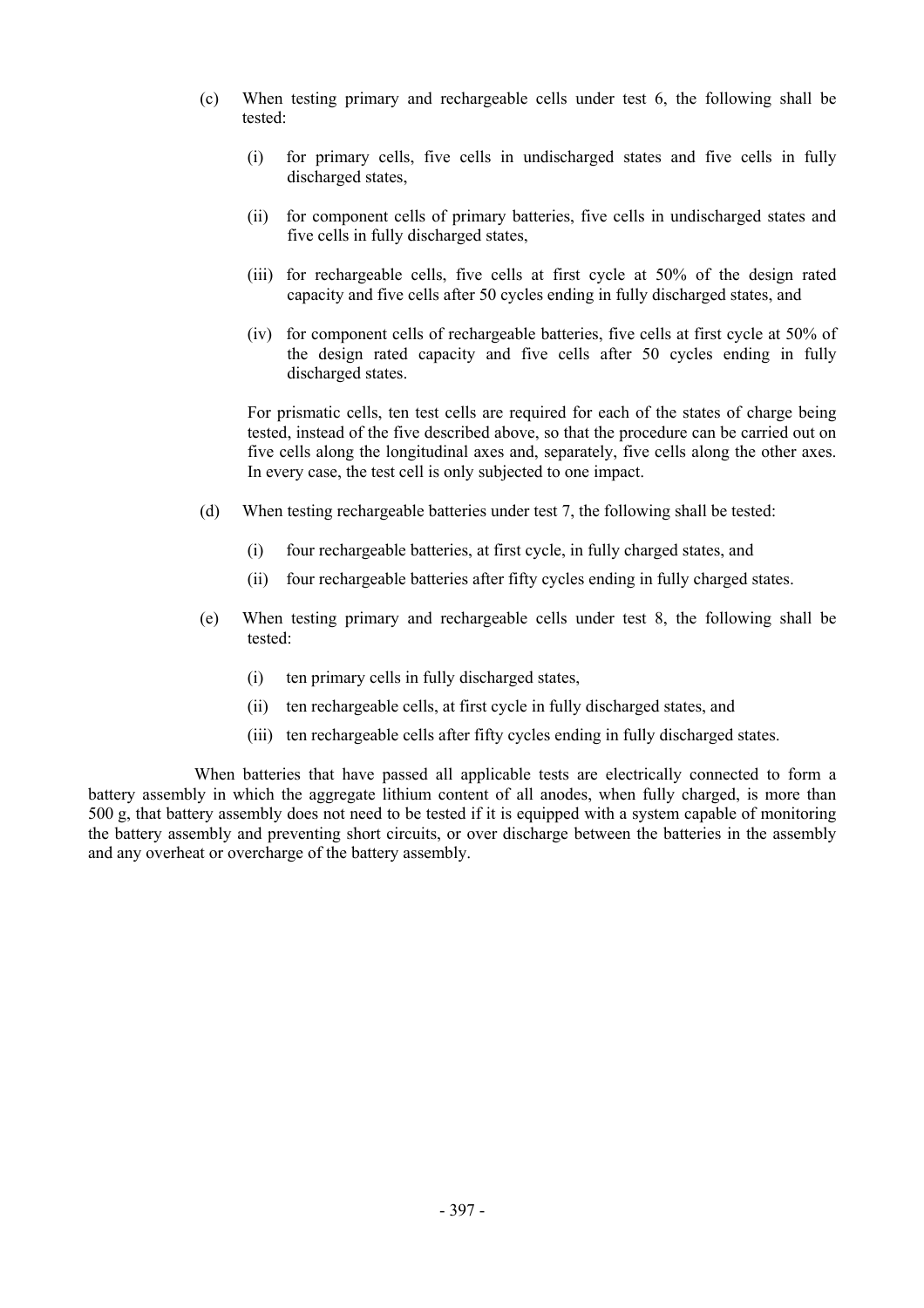(c) When testing primary and rechargeable cells under test 6, the following shall be tested:

  (i) for primary cells, five cells in undischarged states and five cells in fully discharged states,

  (ii) for component cells of primary batteries, five cells in undischarged states and five cells in fully discharged states,

  (iii) for rechargeable cells, five cells at first cycle at 50% of the design rated capacity and five cells after 50 cycles ending in fully discharged states, and

  (iv) for component cells of rechargeable batteries, five cells at first cycle at 50% of the design rated capacity and five cells after 50 cycles ending in fully discharged states.

  For prismatic cells, ten test cells are required for each of the states of charge being tested, instead of the five described above, so that the procedure can be carried out on five cells along the longitudinal axes and, separately, five cells along the other axes. In every case, the test cell is only subjected to one impact.

(d) When testing rechargeable batteries under test 7, the following shall be tested:

  (i) four rechargeable batteries, at first cycle, in fully charged states, and

  (ii) four rechargeable batteries after fifty cycles ending in fully charged states.

(e) When testing primary and rechargeable cells under test 8, the following shall be tested:

  (i) ten primary cells in fully discharged states,

  (ii) ten rechargeable cells, at first cycle in fully discharged states, and

  (iii) ten rechargeable cells after fifty cycles ending in fully discharged states.

When batteries that have passed all applicable tests are electrically connected to form a battery assembly in which the aggregate lithium content of all anodes, when fully charged, is more than 500 g, that battery assembly does not need to be tested if it is equipped with a system capable of monitoring the battery assembly and preventing short circuits, or over discharge between the batteries in the assembly and any overheat or overcharge of the battery assembly.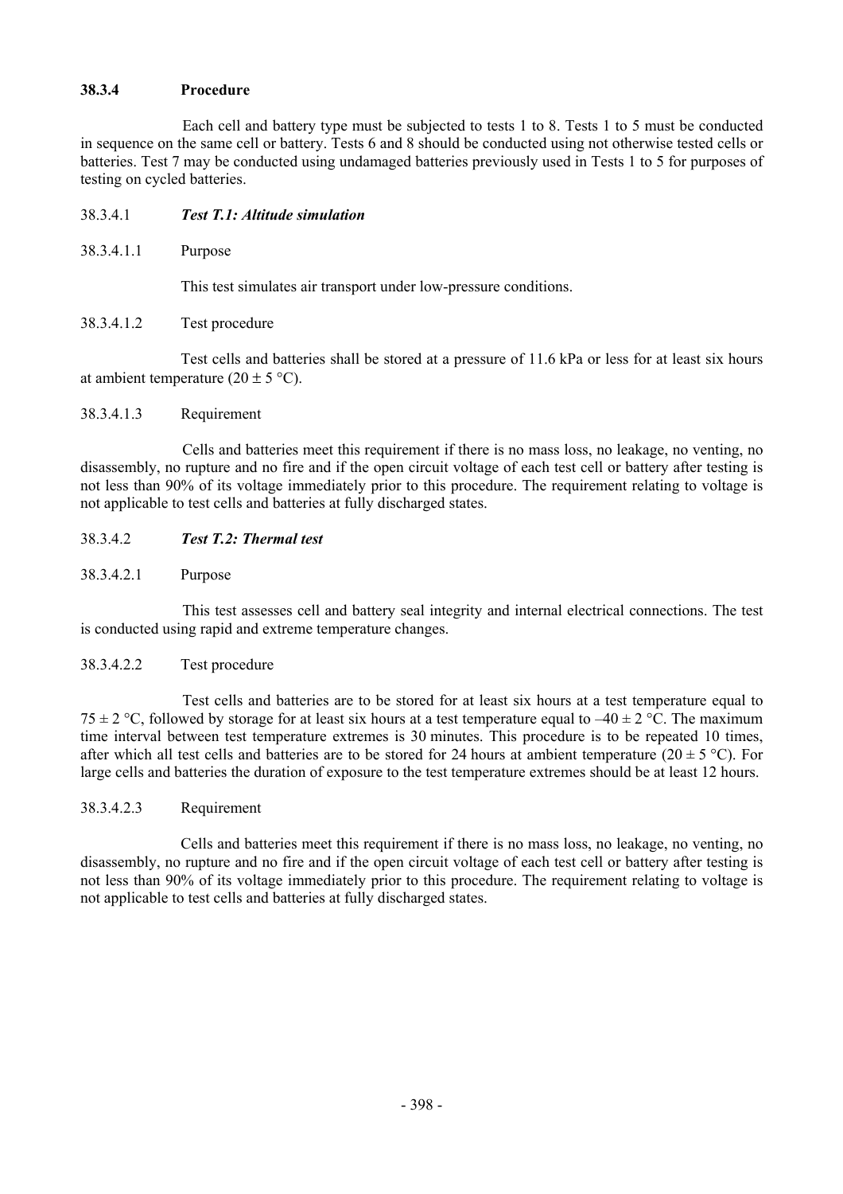**38.3.4 Procedure**

Each cell and battery type must be subjected to tests 1 to 8. Tests 1 to 5 must be conducted in sequence on the same cell or battery. Tests 6 and 8 should be conducted using not otherwise tested cells or batteries. Test 7 may be conducted using undamaged batteries previously used in Tests 1 to 5 for purposes of testing on cycled batteries.

38.3.4.1 ***Test T.1: Altitude simulation***

38.3.4.1.1 Purpose

This test simulates air transport under low-pressure conditions.

38.3.4.1.2 Test procedure

Test cells and batteries shall be stored at a pressure of 11.6 kPa or less for at least six hours at ambient temperature (20 ± 5 °C).

38.3.4.1.3 Requirement

Cells and batteries meet this requirement if there is no mass loss, no leakage, no venting, no disassembly, no rupture and no fire and if the open circuit voltage of each test cell or battery after testing is not less than 90% of its voltage immediately prior to this procedure. The requirement relating to voltage is not applicable to test cells and batteries at fully discharged states.

38.3.4.2 ***Test T.2: Thermal test***

38.3.4.2.1 Purpose

This test assesses cell and battery seal integrity and internal electrical connections. The test is conducted using rapid and extreme temperature changes.

38.3.4.2.2 Test procedure

Test cells and batteries are to be stored for at least six hours at a test temperature equal to 75 ± 2 °C, followed by storage for at least six hours at a test temperature equal to –40 ± 2 °C. The maximum time interval between test temperature extremes is 30 minutes. This procedure is to be repeated 10 times, after which all test cells and batteries are to be stored for 24 hours at ambient temperature (20 ± 5 °C). For large cells and batteries the duration of exposure to the test temperature extremes should be at least 12 hours.

38.3.4.2.3 Requirement

Cells and batteries meet this requirement if there is no mass loss, no leakage, no venting, no disassembly, no rupture and no fire and if the open circuit voltage of each test cell or battery after testing is not less than 90% of its voltage immediately prior to this procedure. The requirement relating to voltage is not applicable to test cells and batteries at fully discharged states.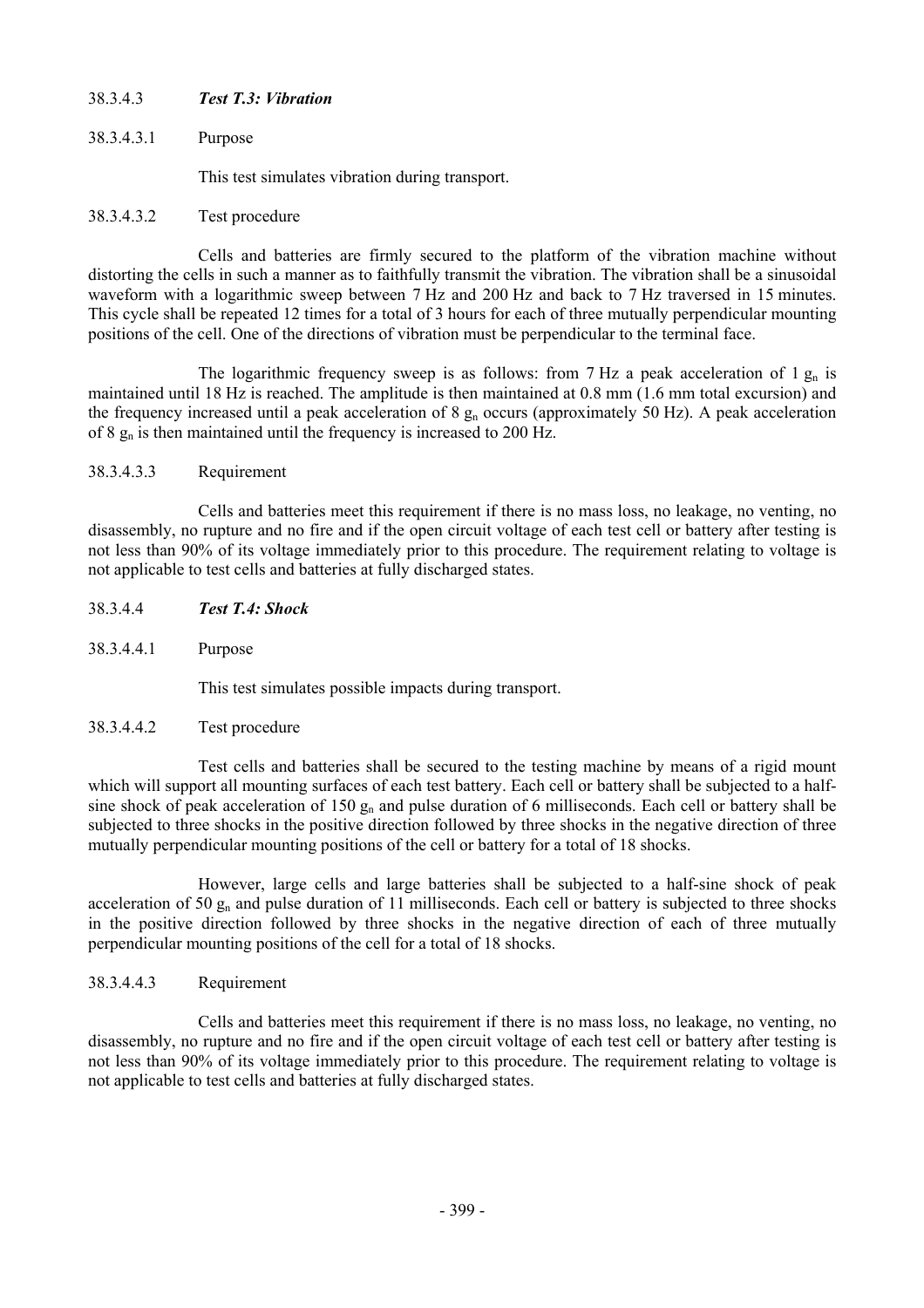#### 38.3.4.3 *Test T.3: Vibration*

##### 38.3.4.3.1 Purpose

This test simulates vibration during transport.

##### 38.3.4.3.2 Test procedure

Cells and batteries are firmly secured to the platform of the vibration machine without distorting the cells in such a manner as to faithfully transmit the vibration. The vibration shall be a sinusoidal waveform with a logarithmic sweep between 7 Hz and 200 Hz and back to 7 Hz traversed in 15 minutes. This cycle shall be repeated 12 times for a total of 3 hours for each of three mutually perpendicular mounting positions of the cell. One of the directions of vibration must be perpendicular to the terminal face.

The logarithmic frequency sweep is as follows: from 7 Hz a peak acceleration of 1 $g_n$ is maintained until 18 Hz is reached. The amplitude is then maintained at 0.8 mm (1.6 mm total excursion) and the frequency increased until a peak acceleration of 8 $g_n$ occurs (approximately 50 Hz). A peak acceleration of 8 $g_n$ is then maintained until the frequency is increased to 200 Hz.

##### 38.3.4.3.3 Requirement

Cells and batteries meet this requirement if there is no mass loss, no leakage, no venting, no disassembly, no rupture and no fire and if the open circuit voltage of each test cell or battery after testing is not less than 90% of its voltage immediately prior to this procedure. The requirement relating to voltage is not applicable to test cells and batteries at fully discharged states.

#### 38.3.4.4 *Test T.4: Shock*

##### 38.3.4.4.1 Purpose

This test simulates possible impacts during transport.

##### 38.3.4.4.2 Test procedure

Test cells and batteries shall be secured to the testing machine by means of a rigid mount which will support all mounting surfaces of each test battery. Each cell or battery shall be subjected to a half-sine shock of peak acceleration of 150 $g_n$ and pulse duration of 6 milliseconds. Each cell or battery shall be subjected to three shocks in the positive direction followed by three shocks in the negative direction of three mutually perpendicular mounting positions of the cell or battery for a total of 18 shocks.

However, large cells and large batteries shall be subjected to a half-sine shock of peak acceleration of 50 $g_n$ and pulse duration of 11 milliseconds. Each cell or battery is subjected to three shocks in the positive direction followed by three shocks in the negative direction of each of three mutually perpendicular mounting positions of the cell for a total of 18 shocks.

##### 38.3.4.4.3 Requirement

Cells and batteries meet this requirement if there is no mass loss, no leakage, no venting, no disassembly, no rupture and no fire and if the open circuit voltage of each test cell or battery after testing is not less than 90% of its voltage immediately prior to this procedure. The requirement relating to voltage is not applicable to test cells and batteries at fully discharged states.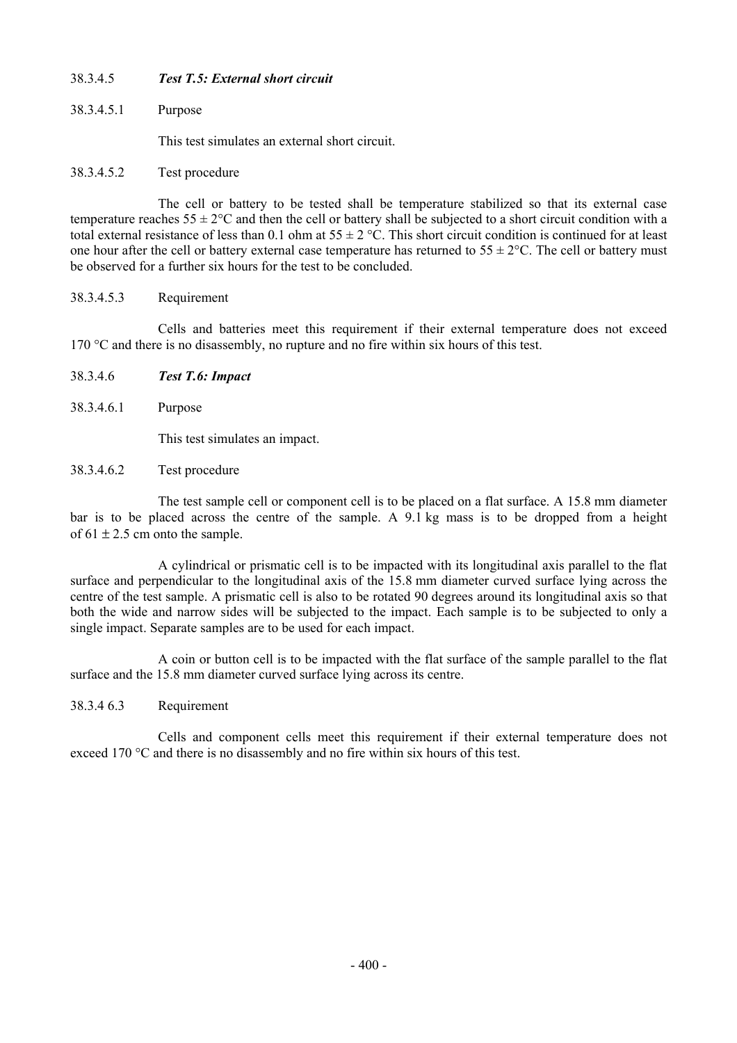### 38.3.4.5 *Test T.5: External short circuit*

38.3.4.5.1 Purpose

This test simulates an external short circuit.

38.3.4.5.2 Test procedure

The cell or battery to be tested shall be temperature stabilized so that its external case temperature reaches $55 \pm 2$°C and then the cell or battery shall be subjected to a short circuit condition with a total external resistance of less than 0.1 ohm at $55 \pm 2$ °C. This short circuit condition is continued for at least one hour after the cell or battery external case temperature has returned to $55 \pm 2$°C. The cell or battery must be observed for a further six hours for the test to be concluded.

38.3.4.5.3 Requirement

Cells and batteries meet this requirement if their external temperature does not exceed 170 °C and there is no disassembly, no rupture and no fire within six hours of this test.

### 38.3.4.6 *Test T.6: Impact*

38.3.4.6.1 Purpose

This test simulates an impact.

38.3.4.6.2 Test procedure

The test sample cell or component cell is to be placed on a flat surface. A 15.8 mm diameter bar is to be placed across the centre of the sample. A 9.1 kg mass is to be dropped from a height of $61 \pm 2.5$ cm onto the sample.

A cylindrical or prismatic cell is to be impacted with its longitudinal axis parallel to the flat surface and perpendicular to the longitudinal axis of the 15.8 mm diameter curved surface lying across the centre of the test sample. A prismatic cell is also to be rotated 90 degrees around its longitudinal axis so that both the wide and narrow sides will be subjected to the impact. Each sample is to be subjected to only a single impact. Separate samples are to be used for each impact.

A coin or button cell is to be impacted with the flat surface of the sample parallel to the flat surface and the 15.8 mm diameter curved surface lying across its centre.

38.3.4 6.3 Requirement

Cells and component cells meet this requirement if their external temperature does not exceed 170 °C and there is no disassembly and no fire within six hours of this test.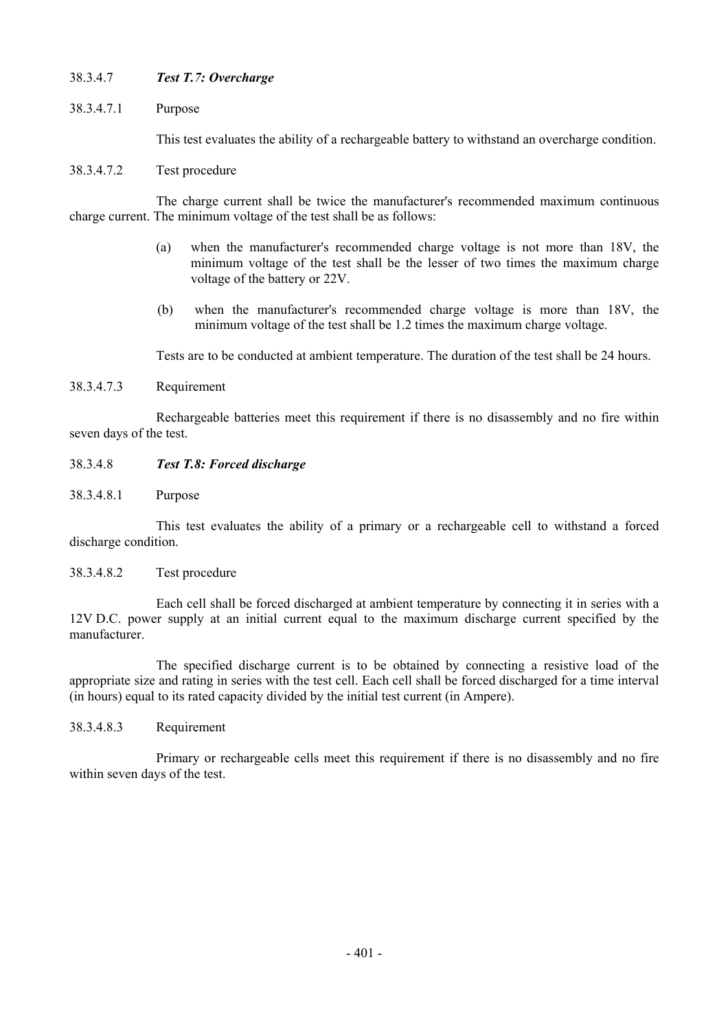### 38.3.4.7 *Test T.7: Overcharge*

38.3.4.7.1 Purpose

This test evaluates the ability of a rechargeable battery to withstand an overcharge condition.

38.3.4.7.2 Test procedure

The charge current shall be twice the manufacturer's recommended maximum continuous charge current. The minimum voltage of the test shall be as follows:

(a) when the manufacturer's recommended charge voltage is not more than 18V, the minimum voltage of the test shall be the lesser of two times the maximum charge voltage of the battery or 22V.

(b) when the manufacturer's recommended charge voltage is more than 18V, the minimum voltage of the test shall be 1.2 times the maximum charge voltage.

Tests are to be conducted at ambient temperature. The duration of the test shall be 24 hours.

38.3.4.7.3 Requirement

Rechargeable batteries meet this requirement if there is no disassembly and no fire within seven days of the test.

### 38.3.4.8 *Test T.8: Forced discharge*

38.3.4.8.1 Purpose

This test evaluates the ability of a primary or a rechargeable cell to withstand a forced discharge condition.

38.3.4.8.2 Test procedure

Each cell shall be forced discharged at ambient temperature by connecting it in series with a 12V D.C. power supply at an initial current equal to the maximum discharge current specified by the manufacturer.

The specified discharge current is to be obtained by connecting a resistive load of the appropriate size and rating in series with the test cell. Each cell shall be forced discharged for a time interval (in hours) equal to its rated capacity divided by the initial test current (in Ampere).

38.3.4.8.3 Requirement

Primary or rechargeable cells meet this requirement if there is no disassembly and no fire within seven days of the test.